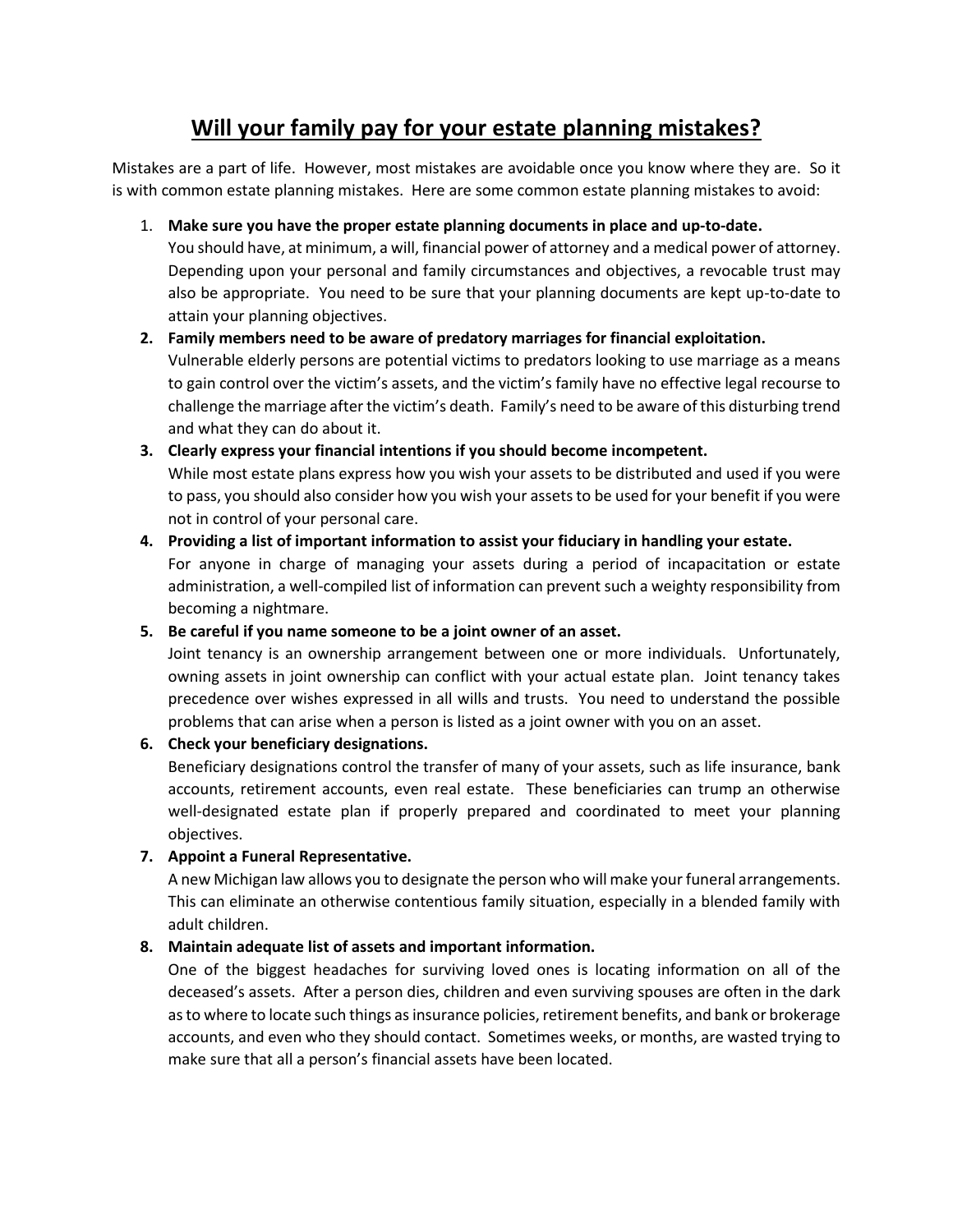# Will your family pay for your estate planning mistakes?

Mistakes are a part of life. However, most mistakes are avoidable once you know where they are. So it is with common estate planning mistakes. Here are some common estate planning mistakes to avoid:

1. **Make sure you have the proper estate planning documents in place and up-to-date.** You should have, at minimum, a will, financial power of attorney and a medical power of attorney. Depending upon your personal and family circumstances and objectives, a revocable trust may also be appropriate. You need to be sure that your planning documents are kept up-to-date to attain your planning objectives.
2. **Family members need to be aware of predatory marriages for financial exploitation.** Vulnerable elderly persons are potential victims to predators looking to use marriage as a means to gain control over the victim's assets, and the victim's family have no effective legal recourse to challenge the marriage after the victim's death. Family's need to be aware of this disturbing trend and what they can do about it.
3. **Clearly express your financial intentions if you should become incompetent.** While most estate plans express how you wish your assets to be distributed and used if you were to pass, you should also consider how you wish your assets to be used for your benefit if you were not in control of your personal care.
4. **Providing a list of important information to assist your fiduciary in handling your estate.** For anyone in charge of managing your assets during a period of incapacitation or estate administration, a well-compiled list of information can prevent such a weighty responsibility from becoming a nightmare.
5. **Be careful if you name someone to be a joint owner of an asset.** Joint tenancy is an ownership arrangement between one or more individuals. Unfortunately, owning assets in joint ownership can conflict with your actual estate plan. Joint tenancy takes precedence over wishes expressed in all wills and trusts. You need to understand the possible problems that can arise when a person is listed as a joint owner with you on an asset.
6. **Check your beneficiary designations.** Beneficiary designations control the transfer of many of your assets, such as life insurance, bank accounts, retirement accounts, even real estate. These beneficiaries can trump an otherwise well-designated estate plan if properly prepared and coordinated to meet your planning objectives.
7. **Appoint a Funeral Representative.** A new Michigan law allows you to designate the person who will make your funeral arrangements. This can eliminate an otherwise contentious family situation, especially in a blended family with adult children.
8. **Maintain adequate list of assets and important information.** One of the biggest headaches for surviving loved ones is locating information on all of the deceased's assets. After a person dies, children and even surviving spouses are often in the dark as to where to locate such things as insurance policies, retirement benefits, and bank or brokerage accounts, and even who they should contact. Sometimes weeks, or months, are wasted trying to make sure that all a person's financial assets have been located.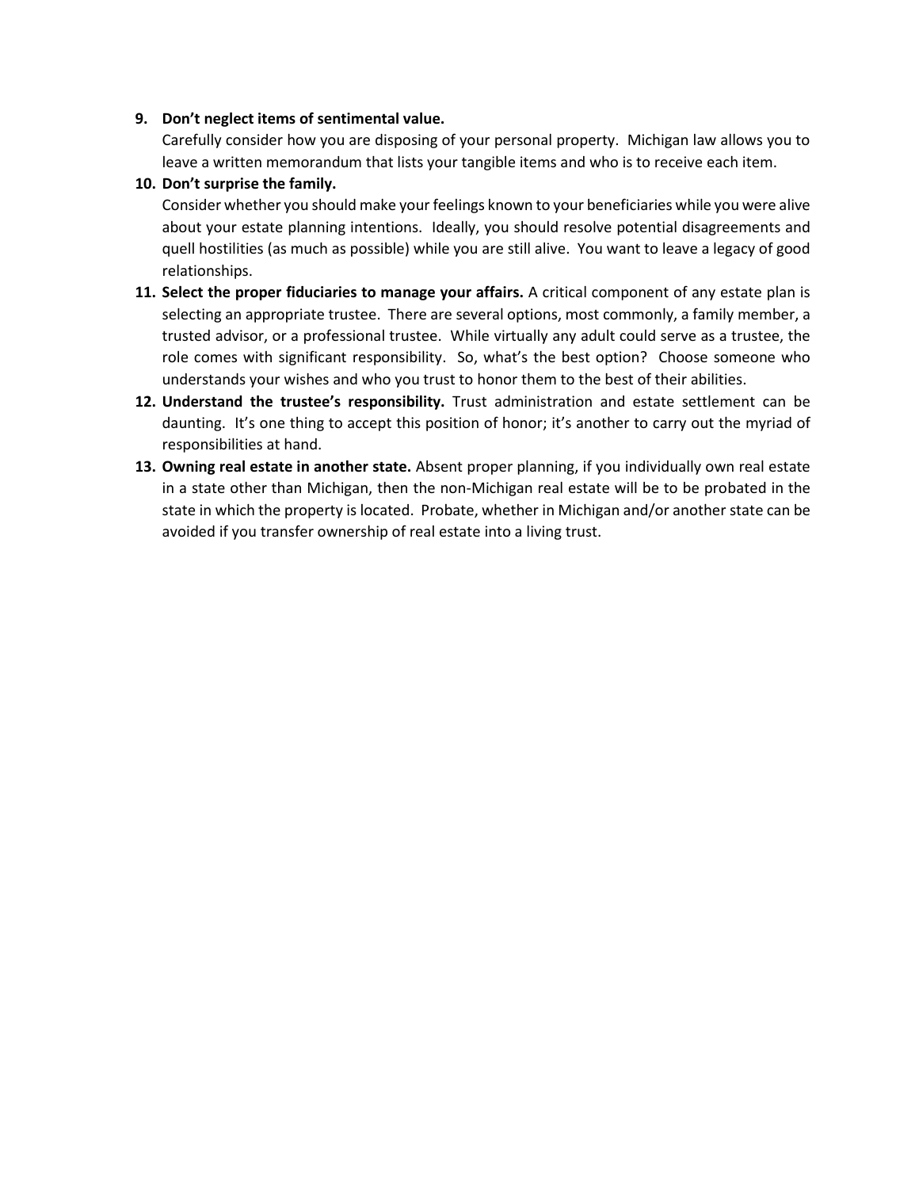9. **Don't neglect items of sentimental value.**
   Carefully consider how you are disposing of your personal property. Michigan law allows you to leave a written memorandum that lists your tangible items and who is to receive each item.
10. **Don't surprise the family.**
    Consider whether you should make your feelings known to your beneficiaries while you were alive about your estate planning intentions. Ideally, you should resolve potential disagreements and quell hostilities (as much as possible) while you are still alive. You want to leave a legacy of good relationships.
11. **Select the proper fiduciaries to manage your affairs.** A critical component of any estate plan is selecting an appropriate trustee. There are several options, most commonly, a family member, a trusted advisor, or a professional trustee. While virtually any adult could serve as a trustee, the role comes with significant responsibility. So, what's the best option? Choose someone who understands your wishes and who you trust to honor them to the best of their abilities.
12. **Understand the trustee's responsibility.** Trust administration and estate settlement can be daunting. It's one thing to accept this position of honor; it's another to carry out the myriad of responsibilities at hand.
13. **Owning real estate in another state.** Absent proper planning, if you individually own real estate in a state other than Michigan, then the non-Michigan real estate will be to be probated in the state in which the property is located. Probate, whether in Michigan and/or another state can be avoided if you transfer ownership of real estate into a living trust.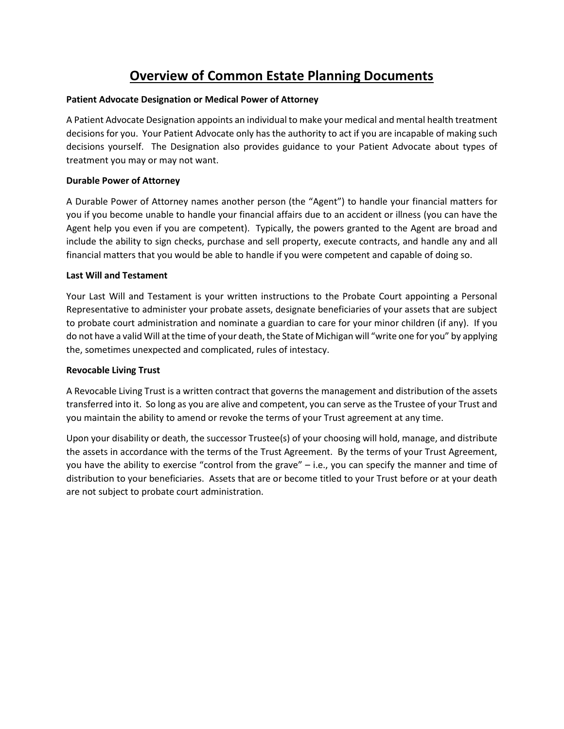# Overview of Common Estate Planning Documents

**Patient Advocate Designation or Medical Power of Attorney**

A Patient Advocate Designation appoints an individual to make your medical and mental health treatment decisions for you. Your Patient Advocate only has the authority to act if you are incapable of making such decisions yourself. The Designation also provides guidance to your Patient Advocate about types of treatment you may or may not want.

**Durable Power of Attorney**

A Durable Power of Attorney names another person (the "Agent") to handle your financial matters for you if you become unable to handle your financial affairs due to an accident or illness (you can have the Agent help you even if you are competent). Typically, the powers granted to the Agent are broad and include the ability to sign checks, purchase and sell property, execute contracts, and handle any and all financial matters that you would be able to handle if you were competent and capable of doing so.

**Last Will and Testament**

Your Last Will and Testament is your written instructions to the Probate Court appointing a Personal Representative to administer your probate assets, designate beneficiaries of your assets that are subject to probate court administration and nominate a guardian to care for your minor children (if any). If you do not have a valid Will at the time of your death, the State of Michigan will "write one for you" by applying the, sometimes unexpected and complicated, rules of intestacy.

**Revocable Living Trust**

A Revocable Living Trust is a written contract that governs the management and distribution of the assets transferred into it. So long as you are alive and competent, you can serve as the Trustee of your Trust and you maintain the ability to amend or revoke the terms of your Trust agreement at any time.

Upon your disability or death, the successor Trustee(s) of your choosing will hold, manage, and distribute the assets in accordance with the terms of the Trust Agreement. By the terms of your Trust Agreement, you have the ability to exercise "control from the grave" – i.e., you can specify the manner and time of distribution to your beneficiaries. Assets that are or become titled to your Trust before or at your death are not subject to probate court administration.